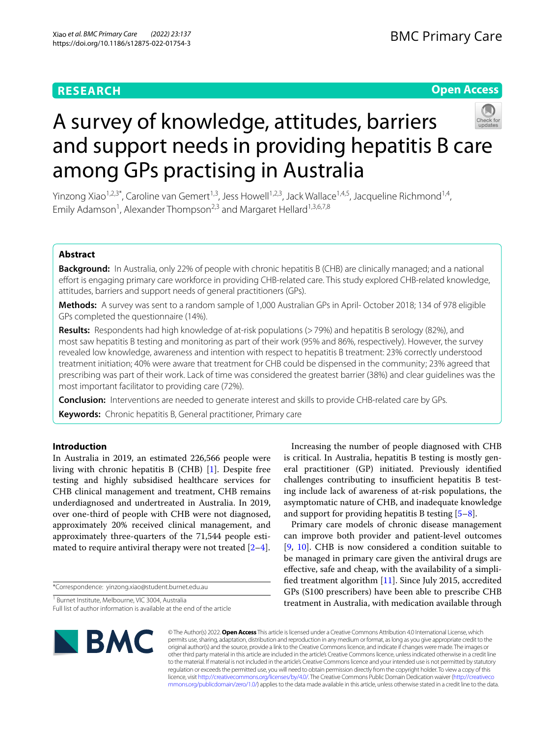RESEARCH

Open Access

# A survey of knowledge, attitudes, barriers and support needs in providing hepatitis B care among GPs practising in Australia

Yinzong Xiao[1,2,3*], Caroline van Gemert[1,3], Jess Howell[1,2,3], Jack Wallace[1,4,5], Jacqueline Richmond[1,4], Emily Adamson[1], Alexander Thompson[2,3] and Margaret Hellard[1,3,6,7,8]

## Abstract

**Background:** In Australia, only 22% of people with chronic hepatitis B (CHB) are clinically managed; and a national effort is engaging primary care workforce in providing CHB-related care. This study explored CHB-related knowledge, attitudes, barriers and support needs of general practitioners (GPs).

**Methods:** A survey was sent to a random sample of 1,000 Australian GPs in April- October 2018; 134 of 978 eligible GPs completed the questionnaire (14%).

**Results:** Respondents had high knowledge of at-risk populations (> 79%) and hepatitis B serology (82%), and most saw hepatitis B testing and monitoring as part of their work (95% and 86%, respectively). However, the survey revealed low knowledge, awareness and intention with respect to hepatitis B treatment: 23% correctly understood treatment initiation; 40% were aware that treatment for CHB could be dispensed in the community; 23% agreed that prescribing was part of their work. Lack of time was considered the greatest barrier (38%) and clear guidelines was the most important facilitator to providing care (72%).

**Conclusion:** Interventions are needed to generate interest and skills to provide CHB-related care by GPs.

**Keywords:** Chronic hepatitis B, General practitioner, Primary care

## Introduction

In Australia in 2019, an estimated 226,566 people were living with chronic hepatitis B (CHB) [1]. Despite free testing and highly subsidised healthcare services for CHB clinical management and treatment, CHB remains underdiagnosed and undertreated in Australia. In 2019, over one-third of people with CHB were not diagnosed, approximately 20% received clinical management, and approximately three-quarters of the 71,544 people estimated to require antiviral therapy were not treated [2–4].

Increasing the number of people diagnosed with CHB is critical. In Australia, hepatitis B testing is mostly general practitioner (GP) initiated. Previously identified challenges contributing to insufficient hepatitis B testing include lack of awareness of at-risk populations, the asymptomatic nature of CHB, and inadequate knowledge and support for providing hepatitis B testing [5–8].

Primary care models of chronic disease management can improve both provider and patient-level outcomes [9, 10]. CHB is now considered a condition suitable to be managed in primary care given the antiviral drugs are effective, safe and cheap, with the availability of a simplified treatment algorithm [11]. Since July 2015, accredited GPs (S100 prescribers) have been able to prescribe CHB treatment in Australia, with medication available through

*Correspondence: yinzong.xiao@student.burnet.edu.au

[1] Burnet Institute, Melbourne, VIC 3004, Australia
Full list of author information is available at the end of the article

© The Author(s) 2022. **Open Access** This article is licensed under a Creative Commons Attribution 4.0 International License, which permits use, sharing, adaptation, distribution and reproduction in any medium or format, as long as you give appropriate credit to the original author(s) and the source, provide a link to the Creative Commons licence, and indicate if changes were made. The images or other third party material in this article are included in the article's Creative Commons licence, unless indicated otherwise in a credit line to the material. If material is not included in the article's Creative Commons licence and your intended use is not permitted by statutory regulation or exceeds the permitted use, you will need to obtain permission directly from the copyright holder. To view a copy of this licence, visit http://creativecommons.org/licenses/by/4.0/. The Creative Commons Public Domain Dedication waiver (http://creativecommons.org/publicdomain/zero/1.0/) applies to the data made available in this article, unless otherwise stated in a credit line to the data.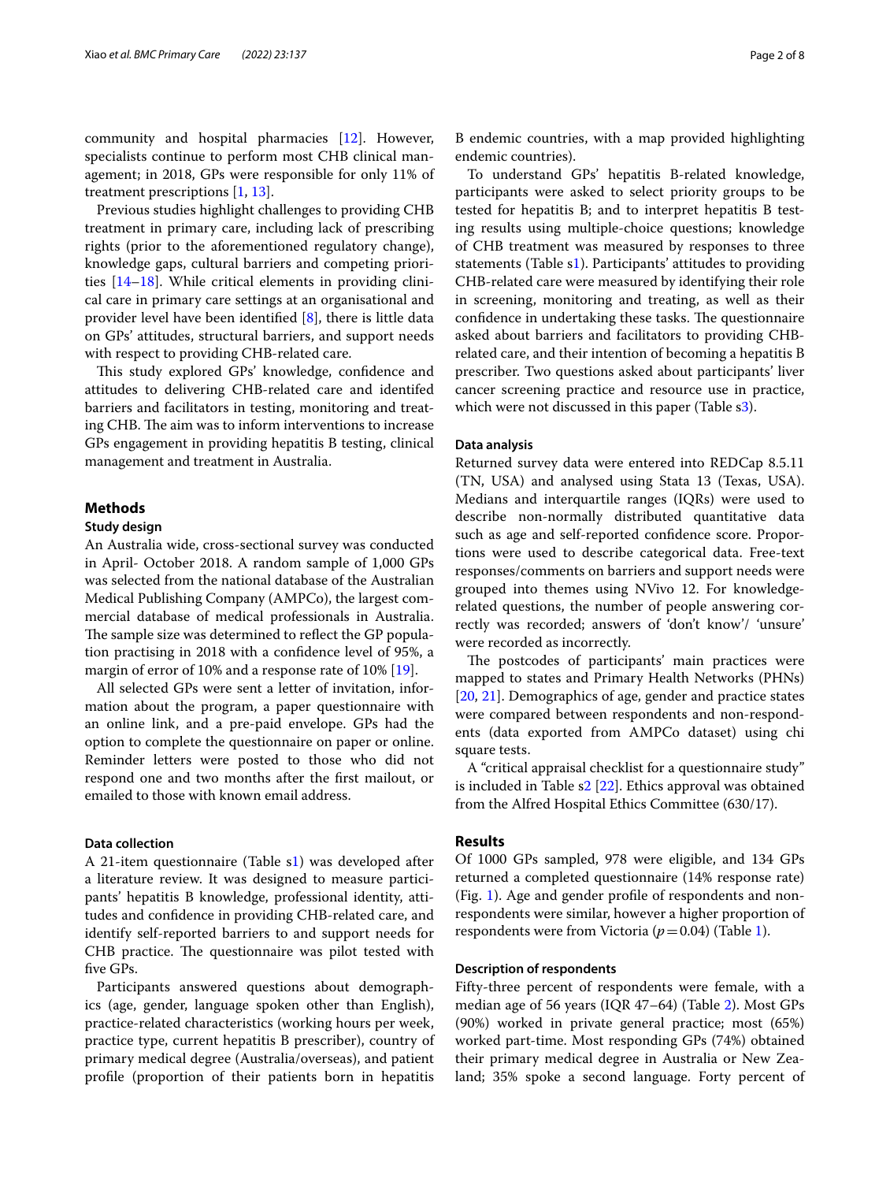community and hospital pharmacies [12]. However, specialists continue to perform most CHB clinical management; in 2018, GPs were responsible for only 11% of treatment prescriptions [1, 13].

Previous studies highlight challenges to providing CHB treatment in primary care, including lack of prescribing rights (prior to the aforementioned regulatory change), knowledge gaps, cultural barriers and competing priorities [14–18]. While critical elements in providing clinical care in primary care settings at an organisational and provider level have been identified [8], there is little data on GPs' attitudes, structural barriers, and support needs with respect to providing CHB-related care.

This study explored GPs' knowledge, confidence and attitudes to delivering CHB-related care and identifed barriers and facilitators in testing, monitoring and treating CHB. The aim was to inform interventions to increase GPs engagement in providing hepatitis B testing, clinical management and treatment in Australia.

## Methods

### Study design

An Australia wide, cross-sectional survey was conducted in April- October 2018. A random sample of 1,000 GPs was selected from the national database of the Australian Medical Publishing Company (AMPCo), the largest commercial database of medical professionals in Australia. The sample size was determined to reflect the GP population practising in 2018 with a confidence level of 95%, a margin of error of 10% and a response rate of 10% [19].

All selected GPs were sent a letter of invitation, information about the program, a paper questionnaire with an online link, and a pre-paid envelope. GPs had the option to complete the questionnaire on paper or online. Reminder letters were posted to those who did not respond one and two months after the first mailout, or emailed to those with known email address.

### Data collection

A 21-item questionnaire (Table s1) was developed after a literature review. It was designed to measure participants' hepatitis B knowledge, professional identity, attitudes and confidence in providing CHB-related care, and identify self-reported barriers to and support needs for CHB practice. The questionnaire was pilot tested with five GPs.

Participants answered questions about demographics (age, gender, language spoken other than English), practice-related characteristics (working hours per week, practice type, current hepatitis B prescriber), country of primary medical degree (Australia/overseas), and patient profile (proportion of their patients born in hepatitis B endemic countries, with a map provided highlighting endemic countries).

To understand GPs' hepatitis B-related knowledge, participants were asked to select priority groups to be tested for hepatitis B; and to interpret hepatitis B testing results using multiple-choice questions; knowledge of CHB treatment was measured by responses to three statements (Table s1). Participants' attitudes to providing CHB-related care were measured by identifying their role in screening, monitoring and treating, as well as their confidence in undertaking these tasks. The questionnaire asked about barriers and facilitators to providing CHB-related care, and their intention of becoming a hepatitis B prescriber. Two questions asked about participants' liver cancer screening practice and resource use in practice, which were not discussed in this paper (Table s3).

### Data analysis

Returned survey data were entered into REDCap 8.5.11 (TN, USA) and analysed using Stata 13 (Texas, USA). Medians and interquartile ranges (IQRs) were used to describe non-normally distributed quantitative data such as age and self-reported confidence score. Proportions were used to describe categorical data. Free-text responses/comments on barriers and support needs were grouped into themes using NVivo 12. For knowledge-related questions, the number of people answering correctly was recorded; answers of 'don't know'/ 'unsure' were recorded as incorrectly.

The postcodes of participants' main practices were mapped to states and Primary Health Networks (PHNs) [20, 21]. Demographics of age, gender and practice states were compared between respondents and non-respondents (data exported from AMPCo dataset) using chi square tests.

A "critical appraisal checklist for a questionnaire study" is included in Table s2 [22]. Ethics approval was obtained from the Alfred Hospital Ethics Committee (630/17).

## Results

Of 1000 GPs sampled, 978 were eligible, and 134 GPs returned a completed questionnaire (14% response rate) (Fig. 1). Age and gender profile of respondents and non-respondents were similar, however a higher proportion of respondents were from Victoria ($p = 0.04$) (Table 1).

### Description of respondents

Fifty-three percent of respondents were female, with a median age of 56 years (IQR 47–64) (Table 2). Most GPs (90%) worked in private general practice; most (65%) worked part-time. Most responding GPs (74%) obtained their primary medical degree in Australia or New Zealand; 35% spoke a second language. Forty percent of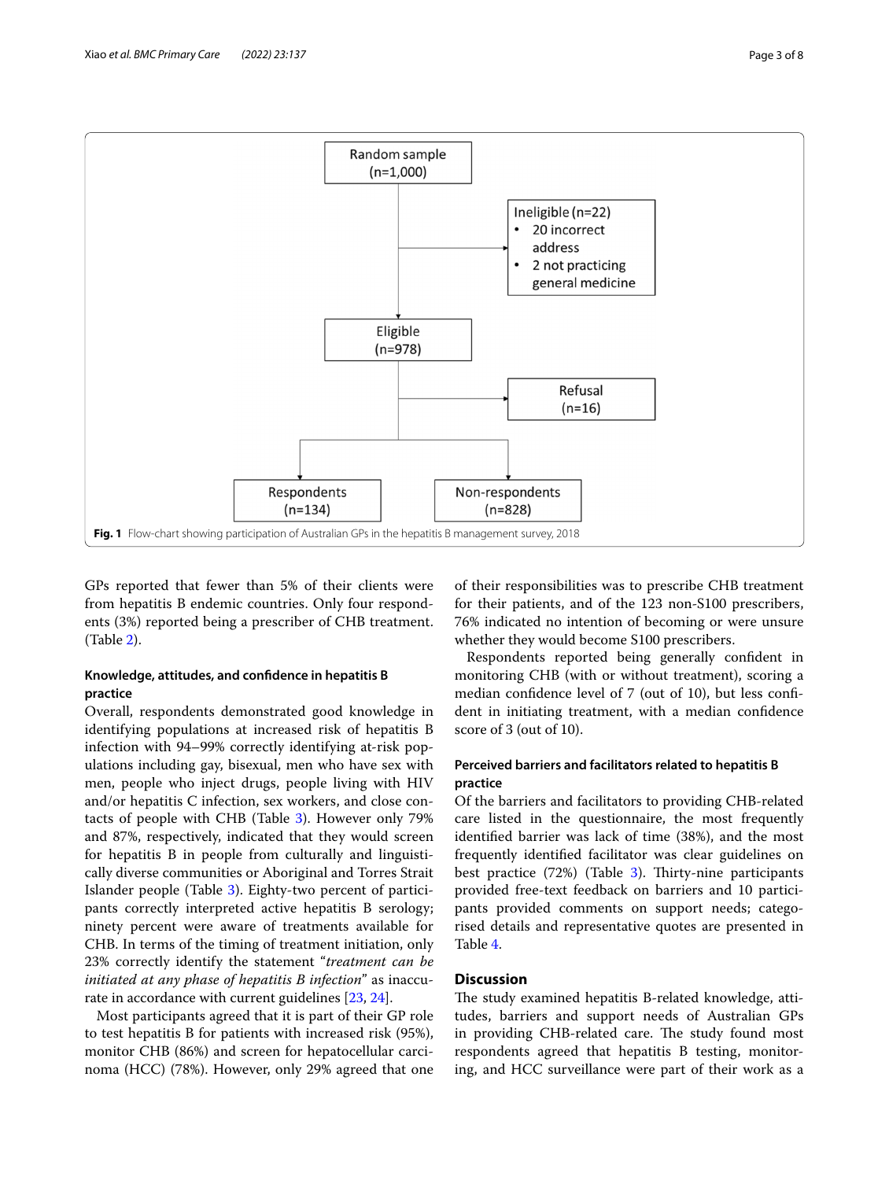Random sample (n=1,000)

Ineligible (n=22)
- 20 incorrect address
- 2 not practicing general medicine

Eligible (n=978)

Refusal (n=16)

Respondents (n=134)

Non-respondents (n=828)

**Fig. 1** Flow-chart showing participation of Australian GPs in the hepatitis B management survey, 2018

GPs reported that fewer than 5% of their clients were from hepatitis B endemic countries. Only four respondents (3%) reported being a prescriber of CHB treatment. (Table 2).

### Knowledge, attitudes, and confidence in hepatitis B practice

Overall, respondents demonstrated good knowledge in identifying populations at increased risk of hepatitis B infection with 94–99% correctly identifying at-risk populations including gay, bisexual, men who have sex with men, people who inject drugs, people living with HIV and/or hepatitis C infection, sex workers, and close contacts of people with CHB (Table 3). However only 79% and 87%, respectively, indicated that they would screen for hepatitis B in people from culturally and linguistically diverse communities or Aboriginal and Torres Strait Islander people (Table 3). Eighty-two percent of participants correctly interpreted active hepatitis B serology; ninety percent were aware of treatments available for CHB. In terms of the timing of treatment initiation, only 23% correctly identify the statement "*treatment can be initiated at any phase of hepatitis B infection*" as inaccurate in accordance with current guidelines [23, 24].

Most participants agreed that it is part of their GP role to test hepatitis B for patients with increased risk (95%), monitor CHB (86%) and screen for hepatocellular carcinoma (HCC) (78%). However, only 29% agreed that one of their responsibilities was to prescribe CHB treatment for their patients, and of the 123 non-S100 prescribers, 76% indicated no intention of becoming or were unsure whether they would become S100 prescribers.

Respondents reported being generally confident in monitoring CHB (with or without treatment), scoring a median confidence level of 7 (out of 10), but less confident in initiating treatment, with a median confidence score of 3 (out of 10).

### Perceived barriers and facilitators related to hepatitis B practice

Of the barriers and facilitators to providing CHB-related care listed in the questionnaire, the most frequently identified barrier was lack of time (38%), and the most frequently identified facilitator was clear guidelines on best practice (72%) (Table 3). Thirty-nine participants provided free-text feedback on barriers and 10 participants provided comments on support needs; categorised details and representative quotes are presented in Table 4.

## Discussion

The study examined hepatitis B-related knowledge, attitudes, barriers and support needs of Australian GPs in providing CHB-related care. The study found most respondents agreed that hepatitis B testing, monitoring, and HCC surveillance were part of their work as a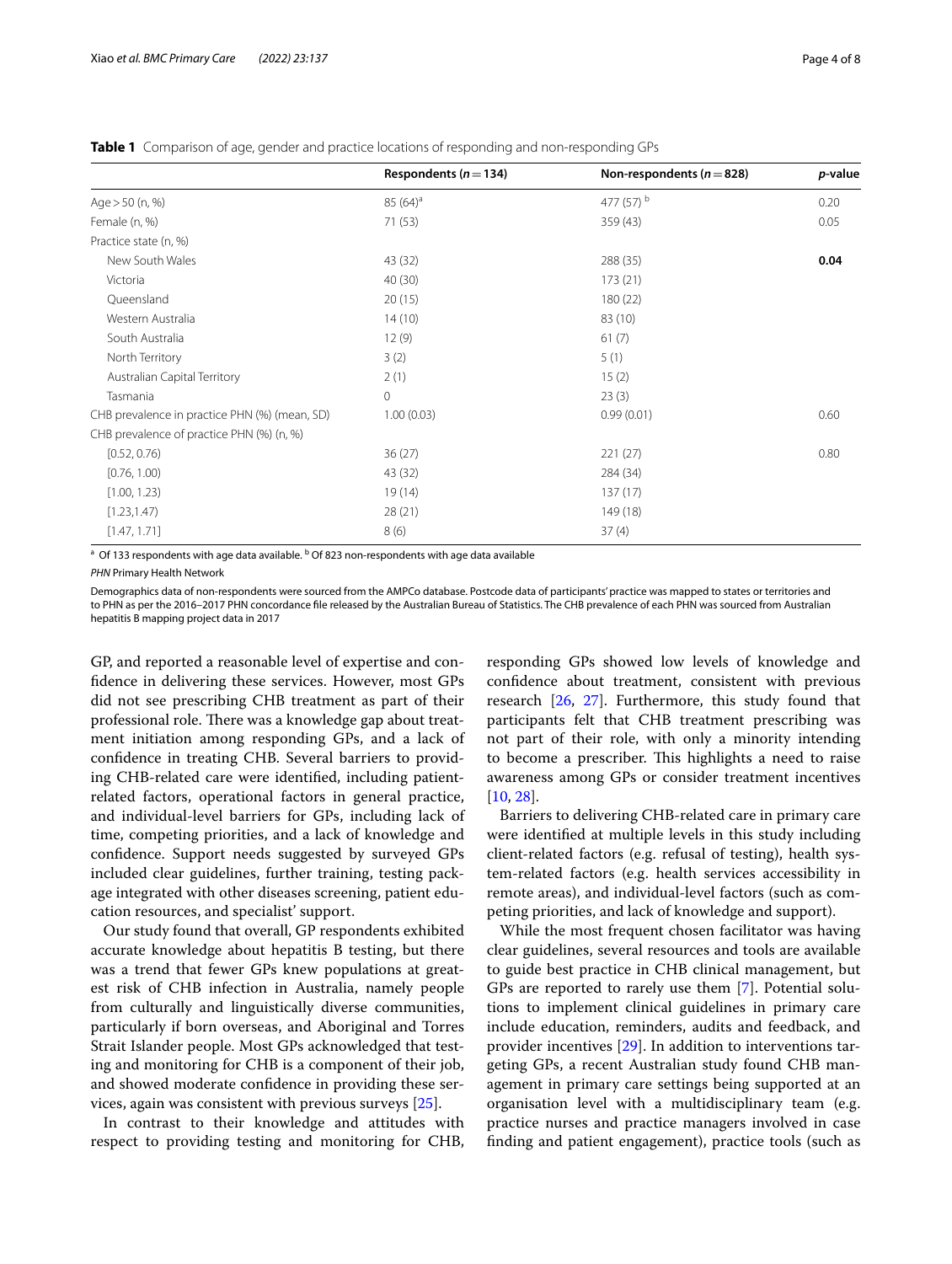**Table 1** Comparison of age, gender and practice locations of responding and non-responding GPs

| | Respondents ($n = 134$) | Non-respondents ($n = 828$) | *p*-value |
|---|---|---|---|
| Age > 50 (n, %) | 85 (64)[a] | 477 (57)[b] | 0.20 |
| Female (n, %) | 71 (53) | 359 (43) | 0.05 |
| Practice state (n, %) | | | |
| New South Wales | 43 (32) | 288 (35) | **0.04** |
| Victoria | 40 (30) | 173 (21) | |
| Queensland | 20 (15) | 180 (22) | |
| Western Australia | 14 (10) | 83 (10) | |
| South Australia | 12 (9) | 61 (7) | |
| North Territory | 3 (2) | 5 (1) | |
| Australian Capital Territory | 2 (1) | 15 (2) | |
| Tasmania | 0 | 23 (3) | |
| CHB prevalence in practice PHN (%) (mean, SD) | 1.00 (0.03) | 0.99 (0.01) | 0.60 |
| CHB prevalence of practice PHN (%) (n, %) | | | |
| [0.52, 0.76) | 36 (27) | 221 (27) | 0.80 |
| [0.76, 1.00) | 43 (32) | 284 (34) | |
| [1.00, 1.23) | 19 (14) | 137 (17) | |
| [1.23,1.47) | 28 (21) | 149 (18) | |
| [1.47, 1.71] | 8 (6) | 37 (4) | |

[a] Of 133 respondents with age data available. [b] Of 823 non-respondents with age data available

*PHN* Primary Health Network

Demographics data of non-respondents were sourced from the AMPCo database. Postcode data of participants' practice was mapped to states or territories and to PHN as per the 2016–2017 PHN concordance file released by the Australian Bureau of Statistics. The CHB prevalence of each PHN was sourced from Australian hepatitis B mapping project data in 2017

GP, and reported a reasonable level of expertise and confidence in delivering these services. However, most GPs did not see prescribing CHB treatment as part of their professional role. There was a knowledge gap about treatment initiation among responding GPs, and a lack of confidence in treating CHB. Several barriers to providing CHB-related care were identified, including patient-related factors, operational factors in general practice, and individual-level barriers for GPs, including lack of time, competing priorities, and a lack of knowledge and confidence. Support needs suggested by surveyed GPs included clear guidelines, further training, testing package integrated with other diseases screening, patient education resources, and specialist' support.

Our study found that overall, GP respondents exhibited accurate knowledge about hepatitis B testing, but there was a trend that fewer GPs knew populations at greatest risk of CHB infection in Australia, namely people from culturally and linguistically diverse communities, particularly if born overseas, and Aboriginal and Torres Strait Islander people. Most GPs acknowledged that testing and monitoring for CHB is a component of their job, and showed moderate confidence in providing these services, again was consistent with previous surveys [25].

In contrast to their knowledge and attitudes with respect to providing testing and monitoring for CHB, responding GPs showed low levels of knowledge and confidence about treatment, consistent with previous research [26, 27]. Furthermore, this study found that participants felt that CHB treatment prescribing was not part of their role, with only a minority intending to become a prescriber. This highlights a need to raise awareness among GPs or consider treatment incentives [10, 28].

Barriers to delivering CHB-related care in primary care were identified at multiple levels in this study including client-related factors (e.g. refusal of testing), health system-related factors (e.g. health services accessibility in remote areas), and individual-level factors (such as competing priorities, and lack of knowledge and support).

While the most frequent chosen facilitator was having clear guidelines, several resources and tools are available to guide best practice in CHB clinical management, but GPs are reported to rarely use them [7]. Potential solutions to implement clinical guidelines in primary care include education, reminders, audits and feedback, and provider incentives [29]. In addition to interventions targeting GPs, a recent Australian study found CHB management in primary care settings being supported at an organisation level with a multidisciplinary team (e.g. practice nurses and practice managers involved in case finding and patient engagement), practice tools (such as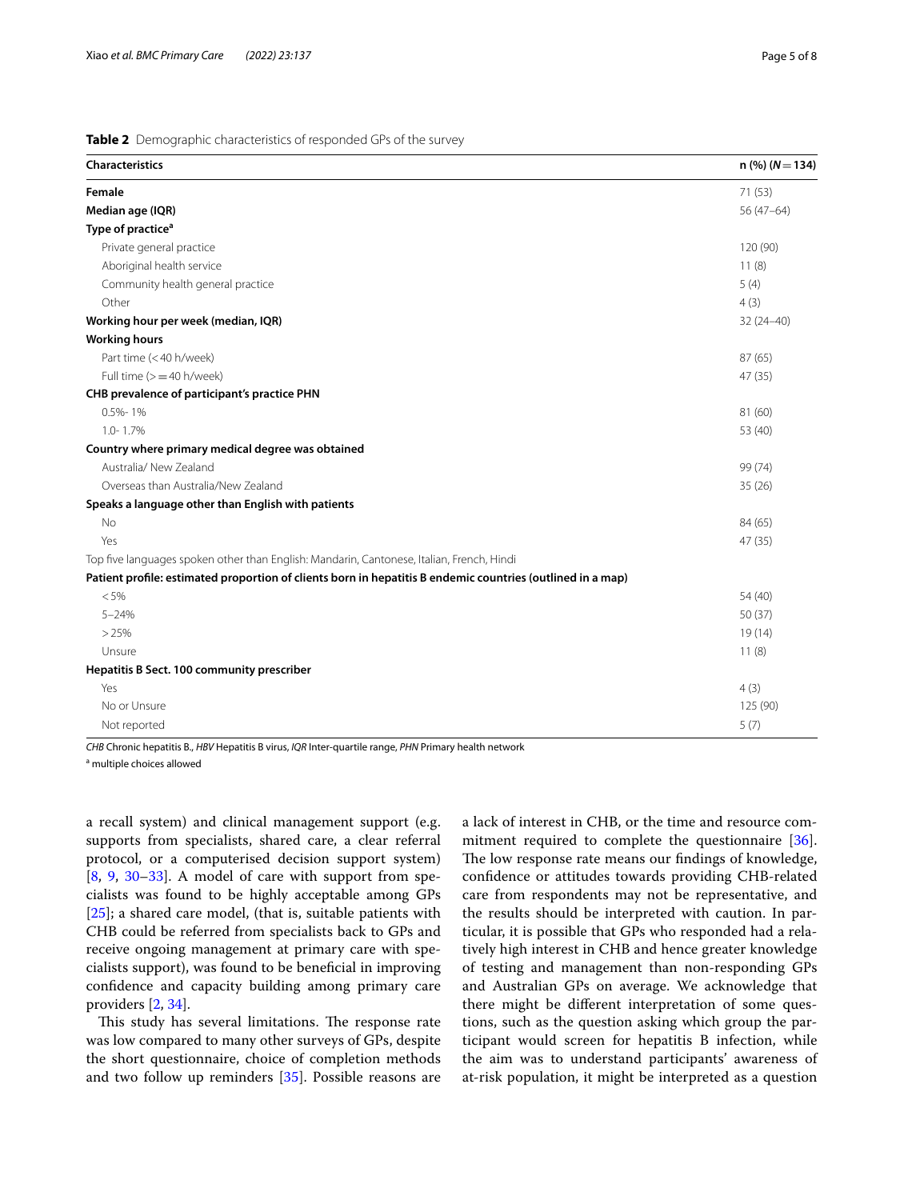**Table 2** Demographic characteristics of responded GPs of the survey

| Characteristics | n (%) (*N* = 134) |
|---|---|
| **Female** | 71 (53) |
| **Median age (IQR)** | 56 (47–64) |
| **Type of practice[a]** | |
| Private general practice | 120 (90) |
| Aboriginal health service | 11 (8) |
| Community health general practice | 5 (4) |
| Other | 4 (3) |
| **Working hour per week (median, IQR)** | 32 (24–40) |
| **Working hours** | |
| Part time (< 40 h/week) | 87 (65) |
| Full time (> = 40 h/week) | 47 (35) |
| **CHB prevalence of participant's practice PHN** | |
| 0.5%- 1% | 81 (60) |
| 1.0- 1.7% | 53 (40) |
| **Country where primary medical degree was obtained** | |
| Australia/ New Zealand | 99 (74) |
| Overseas than Australia/New Zealand | 35 (26) |
| **Speaks a language other than English with patients** | |
| No | 84 (65) |
| Yes | 47 (35) |
| Top five languages spoken other than English: Mandarin, Cantonese, Italian, French, Hindi | |
| **Patient profile: estimated proportion of clients born in hepatitis B endemic countries (outlined in a map)** | |
| < 5% | 54 (40) |
| 5–24% | 50 (37) |
| > 25% | 19 (14) |
| Unsure | 11 (8) |
| **Hepatitis B Sect. 100 community prescriber** | |
| Yes | 4 (3) |
| No or Unsure | 125 (90) |
| Not reported | 5 (7) |

*CHB* Chronic hepatitis B., *HBV* Hepatitis B virus, *IQR* Inter-quartile range, *PHN* Primary health network

[a] multiple choices allowed

a recall system) and clinical management support (e.g. supports from specialists, shared care, a clear referral protocol, or a computerised decision support system) [8, 9, 30–33]. A model of care with support from specialists was found to be highly acceptable among GPs [25]; a shared care model, (that is, suitable patients with CHB could be referred from specialists back to GPs and receive ongoing management at primary care with specialists support), was found to be beneficial in improving confidence and capacity building among primary care providers [2, 34].

This study has several limitations. The response rate was low compared to many other surveys of GPs, despite the short questionnaire, choice of completion methods and two follow up reminders [35]. Possible reasons are a lack of interest in CHB, or the time and resource commitment required to complete the questionnaire [36]. The low response rate means our findings of knowledge, confidence or attitudes towards providing CHB-related care from respondents may not be representative, and the results should be interpreted with caution. In particular, it is possible that GPs who responded had a relatively high interest in CHB and hence greater knowledge of testing and management than non-responding GPs and Australian GPs on average. We acknowledge that there might be different interpretation of some questions, such as the question asking which group the participant would screen for hepatitis B infection, while the aim was to understand participants' awareness of at-risk population, it might be interpreted as a question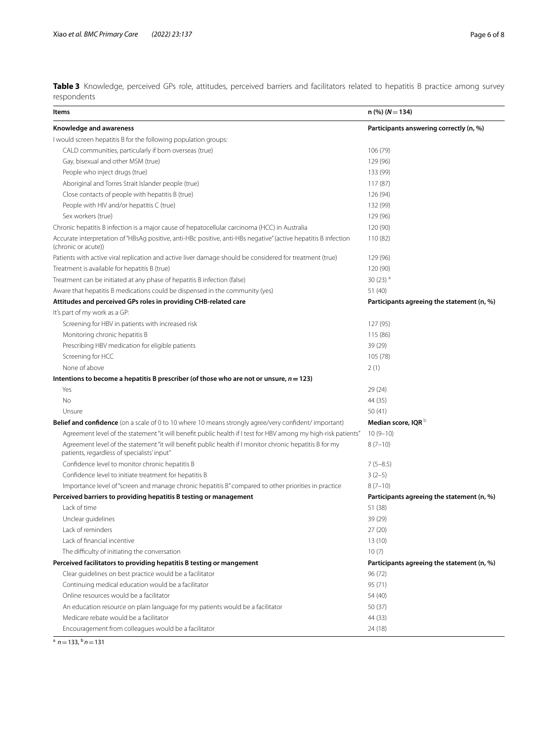**Table 3** Knowledge, perceived GPs role, attitudes, perceived barriers and facilitators related to hepatitis B practice among survey respondents

| Items | n (%) ($N = 134$) |
|---|---|
| **Knowledge and awareness** | **Participants answering correctly (n, %)** |
| I would screen hepatitis B for the following population groups: | |
| CALD communities, particularly if born overseas (true) | 106 (79) |
| Gay, bisexual and other MSM (true) | 129 (96) |
| People who inject drugs (true) | 133 (99) |
| Aboriginal and Torres Strait Islander people (true) | 117 (87) |
| Close contacts of people with hepatitis B (true) | 126 (94) |
| People with HIV and/or hepatitis C (true) | 132 (99) |
| Sex workers (true) | 129 (96) |
| Chronic hepatitis B infection is a major cause of hepatocellular carcinoma (HCC) in Australia | 120 (90) |
| Accurate interpretation of "HBsAg positive, anti-HBc positive, anti-HBs negative" (active hepatitis B infection (chronic or acute)) | 110 (82) |
| Patients with active viral replication and active liver damage should be considered for treatment (true) | 129 (96) |
| Treatment is available for hepatitis B (true) | 120 (90) |
| Treatment can be initiated at any phase of hepatitis B infection (false) | 30 (23) [a] |
| Aware that hepatitis B medications could be dispensed in the community (yes) | 51 (40) |
| **Attitudes and perceived GPs roles in providing CHB-related care** | **Participants agreeing the statement (n, %)** |
| It's part of my work as a GP: | |
| Screening for HBV in patients with increased risk | 127 (95) |
| Monitoring chronic hepatitis B | 115 (86) |
| Prescribing HBV medication for eligible patients | 39 (29) |
| Screening for HCC | 105 (78) |
| None of above | 2 (1) |
| **Intentions to become a hepatitis B prescriber (of those who are not or unsure, $n = 123$)** | |
| Yes | 29 (24) |
| No | 44 (35) |
| Unsure | 50 (41) |
| **Belief and confidence** (on a scale of 0 to 10 where 10 means strongly agree/very confident/ important) | **Median score, IQR** [b] |
| Agreement level of the statement "it will benefit public health if I test for HBV among my high-risk patients" | 10 (9–10) |
| Agreement level of the statement "it will benefit public health if I monitor chronic hepatitis B for my patients, regardless of specialists' input" | 8 (7–10) |
| Confidence level to monitor chronic hepatitis B | 7 (5–8.5) |
| Confidence level to initiate treatment for hepatitis B | 3 (2–5) |
| Importance level of "screen and manage chronic hepatitis B" compared to other priorities in practice | 8 (7–10) |
| **Perceived barriers to providing hepatitis B testing or management** | **Participants agreeing the statement (n, %)** |
| Lack of time | 51 (38) |
| Unclear guidelines | 39 (29) |
| Lack of reminders | 27 (20) |
| Lack of financial incentive | 13 (10) |
| The difficulty of initiating the conversation | 10 (7) |
| **Perceived facilitators to providing hepatitis B testing or mangement** | **Participants agreeing the statement (n, %)** |
| Clear guidelines on best practice would be a facilitator | 96 (72) |
| Continuing medical education would be a facilitator | 95 (71) |
| Online resources would be a facilitator | 54 (40) |
| An education resource on plain language for my patients would be a facilitator | 50 (37) |
| Medicare rebate would be a facilitator | 44 (33) |
| Encouragement from colleagues would be a facilitator | 24 (18) |

[a] $n = 133$, [b] $n = 131$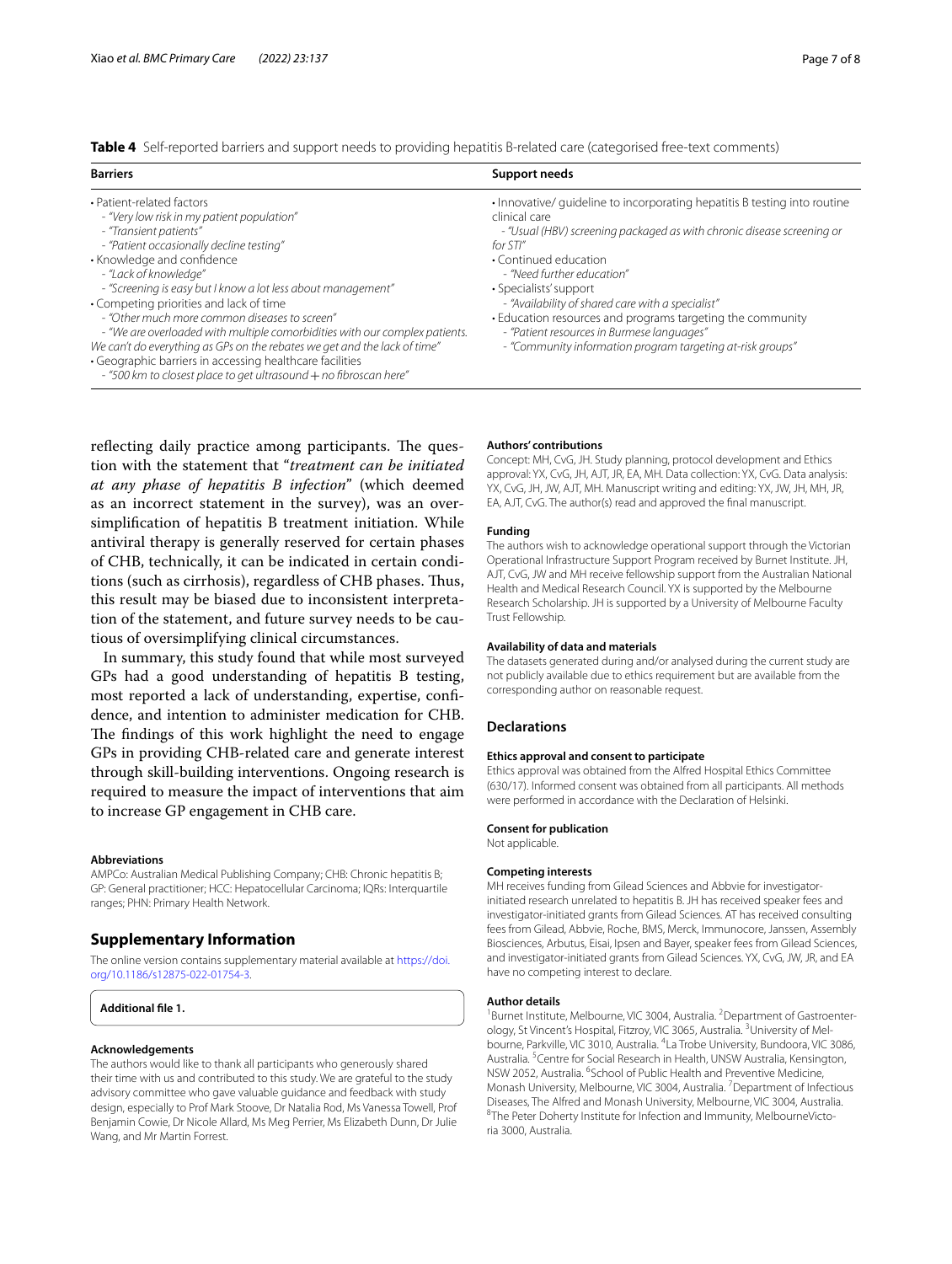**Table 4** Self-reported barriers and support needs to providing hepatitis B-related care (categorised free-text comments)

| Barriers | Support needs |
|---|---|
| • Patient-related factors<br>- *"Very low risk in my patient population"*<br>- *"Transient patients"*<br>- *"Patient occasionally decline testing"*<br>• Knowledge and confidence<br>- *"Lack of knowledge"*<br>- *"Screening is easy but I know a lot less about management"*<br>• Competing priorities and lack of time<br>- *"Other much more common diseases to screen"*<br>- *"We are overloaded with multiple comorbidities with our complex patients. We can't do everything as GPs on the rebates we get and the lack of time"*<br>• Geographic barriers in accessing healthcare facilities<br>- *"500 km to closest place to get ultrasound + no fibroscan here"* | • Innovative/ guideline to incorporating hepatitis B testing into routine clinical care<br>- *"Usual (HBV) screening packaged as with chronic disease screening or for STI"*<br>• Continued education<br>- *"Need further education"*<br>• Specialists' support<br>- *"Availability of shared care with a specialist"*<br>• Education resources and programs targeting the community<br>- *"Patient resources in Burmese languages"*<br>- *"Community information program targeting at-risk groups"* |

reflecting daily practice among participants. The question with the statement that "*treatment can be initiated at any phase of hepatitis B infection*" (which deemed as an incorrect statement in the survey), was an oversimplification of hepatitis B treatment initiation. While antiviral therapy is generally reserved for certain phases of CHB, technically, it can be indicated in certain conditions (such as cirrhosis), regardless of CHB phases. Thus, this result may be biased due to inconsistent interpretation of the statement, and future survey needs to be cautious of oversimplifying clinical circumstances.

In summary, this study found that while most surveyed GPs had a good understanding of hepatitis B testing, most reported a lack of understanding, expertise, confidence, and intention to administer medication for CHB. The findings of this work highlight the need to engage GPs in providing CHB-related care and generate interest through skill-building interventions. Ongoing research is required to measure the impact of interventions that aim to increase GP engagement in CHB care.

#### Abbreviations
AMPCo: Australian Medical Publishing Company; CHB: Chronic hepatitis B; GP: General practitioner; HCC: Hepatocellular Carcinoma; IQRs: Interquartile ranges; PHN: Primary Health Network.

## Supplementary Information

The online version contains supplementary material available at https://doi.org/10.1186/s12875-022-01754-3.

**Additional file 1.**

#### Acknowledgements
The authors would like to thank all participants who generously shared their time with us and contributed to this study. We are grateful to the study advisory committee who gave valuable guidance and feedback with study design, especially to Prof Mark Stoove, Dr Natalia Rod, Ms Vanessa Towell, Prof Benjamin Cowie, Dr Nicole Allard, Ms Meg Perrier, Ms Elizabeth Dunn, Dr Julie Wang, and Mr Martin Forrest.

#### Authors' contributions
Concept: MH, CvG, JH. Study planning, protocol development and Ethics approval: YX, CvG, JH, AJT, JR, EA, MH. Data collection: YX, CvG. Data analysis: YX, CvG, JH, JW, AJT, MH. Manuscript writing and editing: YX, JW, JH, MH, JR, EA, AJT, CvG. The author(s) read and approved the final manuscript.

#### Funding
The authors wish to acknowledge operational support through the Victorian Operational Infrastructure Support Program received by Burnet Institute. JH, AJT, CvG, JW and MH receive fellowship support from the Australian National Health and Medical Research Council. YX is supported by the Melbourne Research Scholarship. JH is supported by a University of Melbourne Faculty Trust Fellowship.

#### Availability of data and materials
The datasets generated during and/or analysed during the current study are not publicly available due to ethics requirement but are available from the corresponding author on reasonable request.

### Declarations

#### Ethics approval and consent to participate
Ethics approval was obtained from the Alfred Hospital Ethics Committee (630/17). Informed consent was obtained from all participants. All methods were performed in accordance with the Declaration of Helsinki.

#### Consent for publication
Not applicable.

#### Competing interests
MH receives funding from Gilead Sciences and Abbvie for investigator-initiated research unrelated to hepatitis B. JH has received speaker fees and investigator-initiated grants from Gilead Sciences. AT has received consulting fees from Gilead, Abbvie, Roche, BMS, Merck, Immunocore, Janssen, Assembly Biosciences, Arbutus, Eisai, Ipsen and Bayer, speaker fees from Gilead Sciences, and investigator-initiated grants from Gilead Sciences. YX, CvG, JW, JR, and EA have no competing interest to declare.

#### Author details
[1]Burnet Institute, Melbourne, VIC 3004, Australia. [2]Department of Gastroenterology, St Vincent's Hospital, Fitzroy, VIC 3065, Australia. [3]University of Melbourne, Parkville, VIC 3010, Australia. [4]La Trobe University, Bundoora, VIC 3086, Australia. [5]Centre for Social Research in Health, UNSW Australia, Kensington, NSW 2052, Australia. [6]School of Public Health and Preventive Medicine, Monash University, Melbourne, VIC 3004, Australia. [7]Department of Infectious Diseases, The Alfred and Monash University, Melbourne, VIC 3004, Australia. [8]The Peter Doherty Institute for Infection and Immunity, MelbourneVictoria 3000, Australia.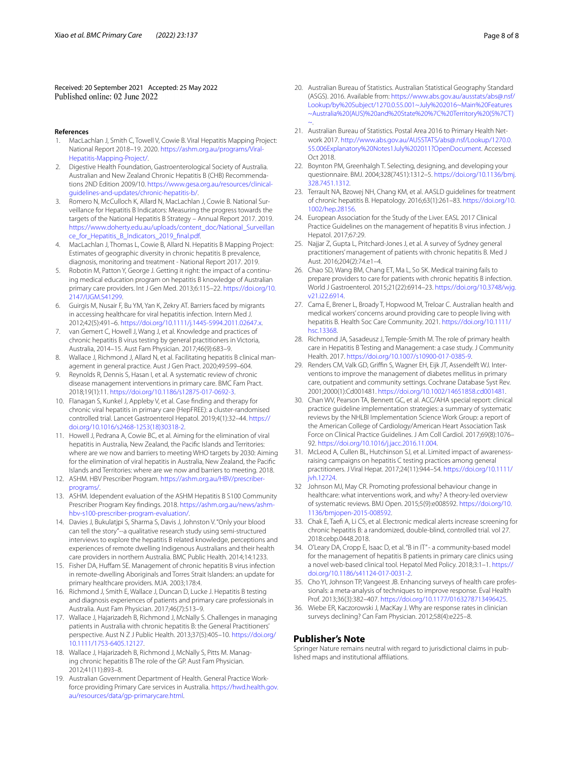Received: 20 September 2021 Accepted: 25 May 2022
Published online: 02 June 2022

## References

1. MacLachlan J, Smith C, Towell V, Cowie B. Viral Hepatitis Mapping Project: National Report 2018–19. 2020. https://ashm.org.au/programs/Viral-Hepatitis-Mapping-Project/.
2. Digestive Health Foundation, Gastroenterological Society of Australia. Australian and New Zealand Chronic Hepatitis B (CHB) Recommendations 2ND Edition 2009/10. https://www.gesa.org.au/resources/clinical-guidelines-and-updates/chronic-hepatitis-b/.
3. Romero N, McCulloch K, Allard N, MacLachlan J, Cowie B. National Surveillance for Hepatitis B Indicators: Measuring the progress towards the targets of the National Hepatitis B Strategy – Annual Report 2017. 2019. https://www.doherty.edu.au/uploads/content_doc/National_Surveillance_for_Hepatitis_B_Indicators_2019_final.pdf.
4. MacLachlan J, Thomas L, Cowie B, Allard N. Hepatitis B Mapping Project: Estimates of geographic diversity in chronic hepatitis B prevalence, diagnosis, monitoring and treatment - National Report 2017. 2019.
5. Robotin M, Patton Y, George J. Getting it right: the impact of a continuing medical education program on hepatitis B knowledge of Australian primary care providers. Int J Gen Med. 2013;6:115–22. https://doi.org/10.2147/IJGM.S41299.
6. Guirgis M, Nusair F, Bu YM, Yan K, Zekry AT. Barriers faced by migrants in accessing healthcare for viral hepatitis infection. Intern Med J. 2012;42(5):491–6. https://doi.org/10.1111/j.1445-5994.2011.02647.x.
7. van Gemert C, Howell J, Wang J, et al. Knowledge and practices of chronic hepatitis B virus testing by general practitioners in Victoria, Australia, 2014–15. Aust Fam Physician. 2017;46(9):683–9.
8. Wallace J, Richmond J, Allard N, et al. Facilitating hepatitis B clinical management in general practice. Aust J Gen Pract. 2020;49:599–604.
9. Reynolds R, Dennis S, Hasan I, et al. A systematic review of chronic disease management interventions in primary care. BMC Fam Pract. 2018;19(1):11. https://doi.org/10.1186/s12875-017-0692-3.
10. Flanagan S, Kunkel J, Appleby V, et al. Case finding and therapy for chronic viral hepatitis in primary care (HepFREE): a cluster-randomised controlled trial. Lancet Gastroenterol Hepatol. 2019;4(1):32–44. https://doi.org/10.1016/s2468-1253(18)30318-2.
11. Howell J, Pedrana A, Cowie BC, et al. Aiming for the elimination of viral hepatitis in Australia, New Zealand, the Pacific Islands and Territories: where are we now and barriers to meeting WHO targets by 2030: Aiming for the elimination of viral hepatitis in Australia, New Zealand, the Pacific Islands and Territories: where are we now and barriers to meeting. 2018.
12. ASHM. HBV Prescriber Program. https://ashm.org.au/HBV/prescriber-programs/.
13. ASHM. Idependent evaluation of the ASHM Hepatitis B S100 Community Prescriber Program Key findings. 2018. https://ashm.org.au/news/ashm-hbv-s100-prescriber-program-evaluation/.
14. Davies J, Bukulatjpi S, Sharma S, Davis J, Johnston V. "Only your blood can tell the story"--a qualitative research study using semi-structured interviews to explore the hepatitis B related knowledge, perceptions and experiences of remote dwelling Indigenous Australians and their health care providers in northern Australia. BMC Public Health. 2014;14:1233.
15. Fisher DA, Huffam SE. Management of chronic hepatitis B virus infection in remote-dwelling Aboriginals and Torres Strait Islanders: an update for primary healthcare providers. MJA. 2003;178:4.
16. Richmond J, Smith E, Wallace J, Duncan D, Lucke J. Hepatitis B testing and diagnosis experiences of patients and primary care professionals in Australia. Aust Fam Physician. 2017;46(7):513–9.
17. Wallace J, Hajarizadeh B, Richmond J, McNally S. Challenges in managing patients in Australia with chronic hepatitis B: the General Practitioners' perspective. Aust N Z J Public Health. 2013;37(5):405–10. https://doi.org/10.1111/1753-6405.12127.
18. Wallace J, Hajarizadeh B, Richmond J, McNally S, Pitts M. Managing chronic hepatitis B The role of the GP. Aust Fam Physician. 2012;41(11):893–8.
19. Australian Government Department of Health. General Practice Workforce providing Primary Care services in Australia. https://hwd.health.gov.au/resources/data/gp-primarycare.html.
20. Australian Bureau of Statistics. Australian Statistical Geography Standard (ASGS). 2016. Available from: https://www.abs.gov.au/ausstats/abs@.nsf/Lookup/by%20Subject/1270.0.55.001~July%202016~Main%20Features~Australia%20(AUS)%20and%20State%20%7C%20Territory%20(S%7CT)~.
21. Australian Bureau of Statistics. Postal Area 2016 to Primary Health Network 2017. http://www.abs.gov.au/AUSSTATS/abs@.nsf/Lookup/1270.0.55.006Explanatory%20Notes1July%202011?OpenDocument. Accessed Oct 2018.
22. Boynton PM, Greenhalgh T. Selecting, designing, and developing your questionnaire. BMJ. 2004;328(7451):1312–5. https://doi.org/10.1136/bmj.328.7451.1312.
23. Terrault NA, Bzowej NH, Chang KM, et al. AASLD guidelines for treatment of chronic hepatitis B. Hepatology. 2016;63(1):261–83. https://doi.org/10.1002/hep.28156.
24. European Association for the Study of the Liver. EASL 2017 Clinical Practice Guidelines on the management of hepatitis B virus infection. J Hepatol. 2017;67:29.
25. Najjar Z, Gupta L, Pritchard-Jones J, et al. A survey of Sydney general practitioners' management of patients with chronic hepatitis B. Med J Aust. 2016;204(2):74.e1–4.
26. Chao SD, Wang BM, Chang ET, Ma L, So SK. Medical training fails to prepare providers to care for patients with chronic hepatitis B infection. World J Gastroenterol. 2015;21(22):6914–23. https://doi.org/10.3748/wjg.v21.i22.6914.
27. Cama E, Brener L, Broady T, Hopwood M, Treloar C. Australian health and medical workers' concerns around providing care to people living with hepatitis B. Health Soc Care Community. 2021. https://doi.org/10.1111/hsc.13368.
28. Richmond JA, Sasadeusz J, Temple-Smith M. The role of primary health care in Hepatitis B Testing and Management: a case study. J Community Health. 2017. https://doi.org/10.1007/s10900-017-0385-9.
29. Renders CM, Valk GD, Griffin S, Wagner EH, Eijk JT, Assendelft WJ. Interventions to improve the management of diabetes mellitus in primary care, outpatient and community settings. Cochrane Database Syst Rev. 2001;2000(1):Cd001481. https://doi.org/10.1002/14651858.cd001481.
30. Chan WV, Pearson TA, Bennett GC, et al. ACC/AHA special report: clinical practice guideline implementation strategies: a summary of systematic reviews by the NHLBI Implementation Science Work Group: a report of the American College of Cardiology/American Heart Association Task Force on Clinical Practice Guidelines. J Am Coll Cardiol. 2017;69(8):1076–92. https://doi.org/10.1016/j.jacc.2016.11.004.
31. McLeod A, Cullen BL, Hutchinson SJ, et al. Limited impact of awareness-raising campaigns on hepatitis C testing practices among general practitioners. J Viral Hepat. 2017;24(11):944–54. https://doi.org/10.1111/jvh.12724.
32. Johnson MJ, May CR. Promoting professional behaviour change in healthcare: what interventions work, and why? A theory-led overview of systematic reviews. BMJ Open. 2015;5(9):e008592. https://doi.org/10.1136/bmjopen-2015-008592.
33. Chak E, Taefi A, Li CS, et al. Electronic medical alerts increase screening for chronic hepatitis B: a randomized, double-blind, controlled trial. vol 27. 2018:cebp.0448.2018.
34. O'Leary DA, Cropp E, Isaac D, et al. "B in IT" - a community-based model for the management of hepatitis B patients in primary care clinics using a novel web-based clinical tool. Hepatol Med Policy. 2018;3:1–1. https://doi.org/10.1186/s41124-017-0031-2.
35. Cho YI, Johnson TP, Vangeest JB. Enhancing surveys of health care professionals: a meta-analysis of techniques to improve response. Eval Health Prof. 2013;36(3):382–407. https://doi.org/10.1177/0163278713496425.
36. Wiebe ER, Kaczorowski J, MacKay J. Why are response rates in clinician surveys declining? Can Fam Physician. 2012;58(4):e225–8.

## Publisher's Note

Springer Nature remains neutral with regard to jurisdictional claims in published maps and institutional affiliations.